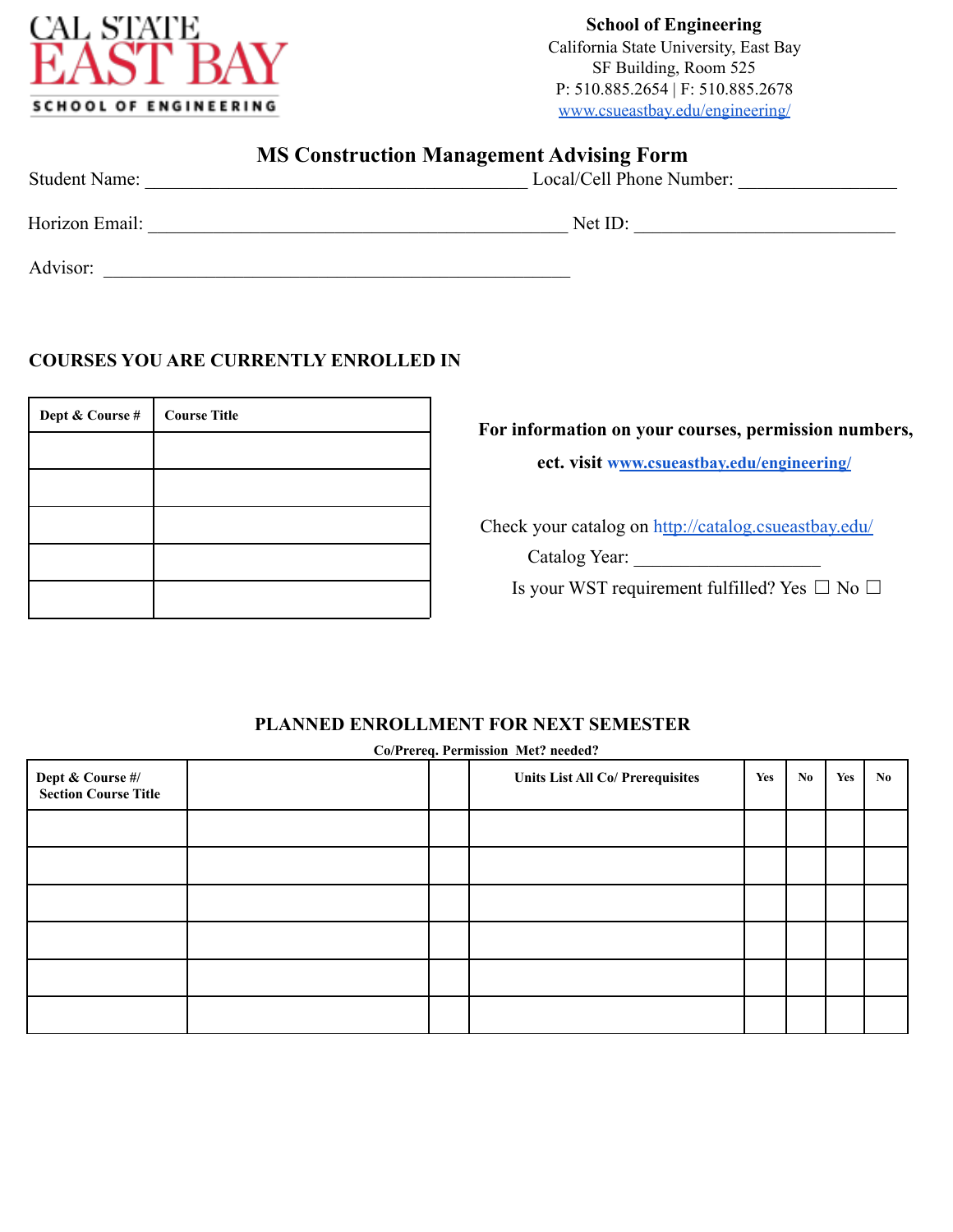CAL STATE EAST BAY
SCHOOL OF ENGINEERING

**School of Engineering**
California State University, East Bay
SF Building, Room 525
P: 510.885.2654 | F: 510.885.2678
www.csueastbay.edu/engineering/

## MS Construction Management Advising Form

Student Name: ____________________________________________ Local/Cell Phone Number: __________________

Horizon Email: ________________________________________________ Net ID: ______________________________

Advisor: _____________________________________________________

### COURSES YOU ARE CURRENTLY ENROLLED IN

| Dept & Course # | Course Title |
|---|---|
| | |
| | |
| | |
| | |
| | |

**For information on your courses, permission numbers, ect. visit www.csueastbay.edu/engineering/**

Check your catalog on http://catalog.csueastbay.edu/

Catalog Year: ____________________

Is your WST requirement fulfilled? Yes ☐ No ☐

### PLANNED ENROLLMENT FOR NEXT SEMESTER

| Dept & Course #/ Section Course Title | | | Units List All Co/ Prerequisites | Co/Prereq. Met? Yes | Co/Prereq. Met? No | Permission needed? Yes | Permission needed? No |
|---|---|---|---|---|---|---|---|
| | | | | | | | |
| | | | | | | | |
| | | | | | | | |
| | | | | | | | |
| | | | | | | | |
| | | | | | | | |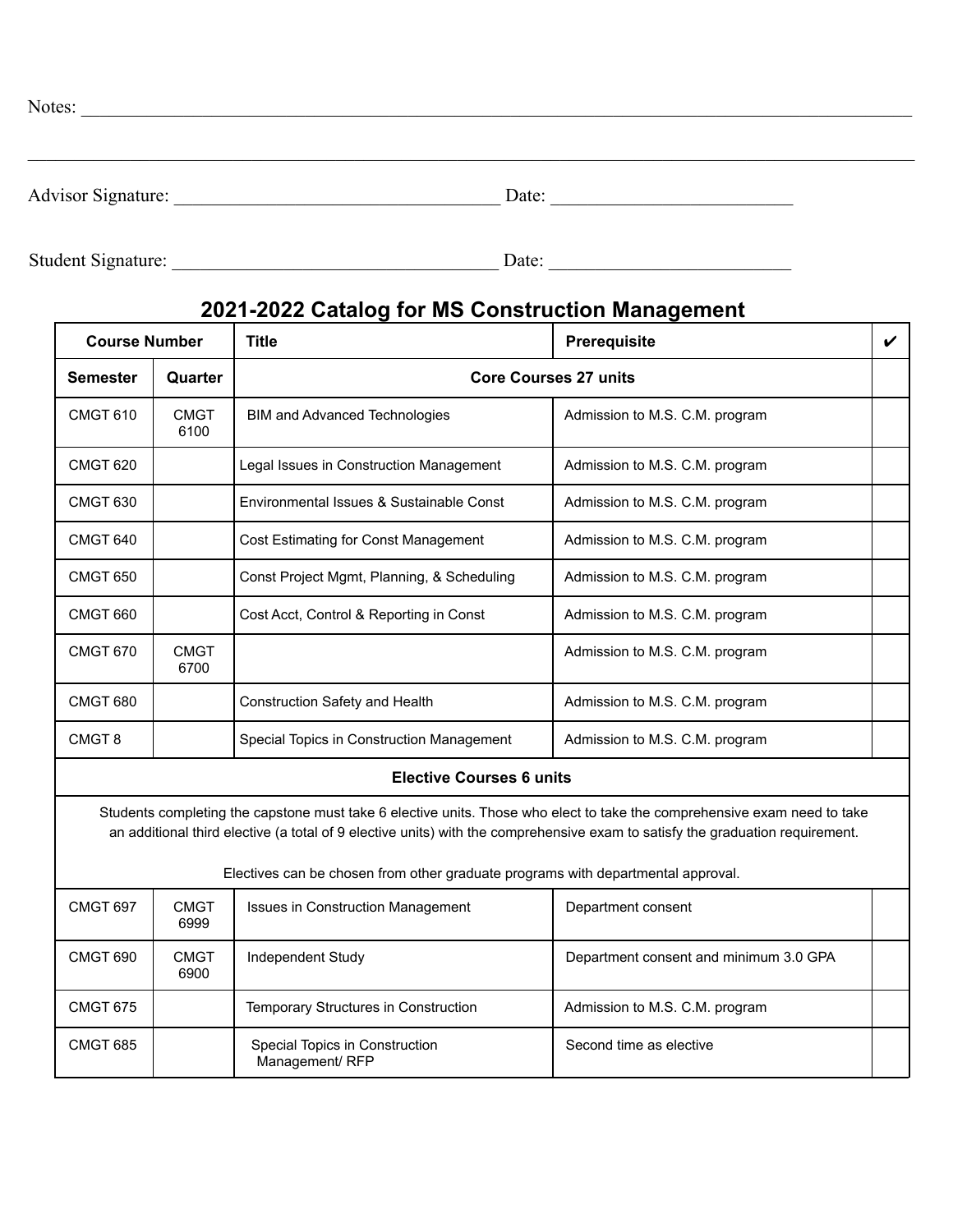Notes: ____________________________________________________________________________________

____________________________________________________________________________________________

Advisor Signature: ___________________________________ Date: __________________________

Student Signature: ___________________________________ Date: __________________________

## 2021-2022 Catalog for MS Construction Management

| Course Number | | Title | Prerequisite | ✔ |
|---|---|---|---|---|
| **Semester** | **Quarter** | **Core Courses 27 units** | | |
| CMGT 610 | CMGT 6100 | BIM and Advanced Technologies | Admission to M.S. C.M. program | |
| CMGT 620 | | Legal Issues in Construction Management | Admission to M.S. C.M. program | |
| CMGT 630 | | Environmental Issues & Sustainable Const | Admission to M.S. C.M. program | |
| CMGT 640 | | Cost Estimating for Const Management | Admission to M.S. C.M. program | |
| CMGT 650 | | Const Project Mgmt, Planning, & Scheduling | Admission to M.S. C.M. program | |
| CMGT 660 | | Cost Acct, Control & Reporting in Const | Admission to M.S. C.M. program | |
| CMGT 670 | CMGT 6700 | | Admission to M.S. C.M. program | |
| CMGT 680 | | Construction Safety and Health | Admission to M.S. C.M. program | |
| CMGT 8 | | Special Topics in Construction Management | Admission to M.S. C.M. program | |
| **Elective Courses 6 units** | | | | |
| Students completing the capstone must take 6 elective units. Those who elect to take the comprehensive exam need to take an additional third elective (a total of 9 elective units) with the comprehensive exam to satisfy the graduation requirement. Electives can be chosen from other graduate programs with departmental approval. | | | | |
| CMGT 697 | CMGT 6999 | Issues in Construction Management | Department consent | |
| CMGT 690 | CMGT 6900 | Independent Study | Department consent and minimum 3.0 GPA | |
| CMGT 675 | | Temporary Structures in Construction | Admission to M.S. C.M. program | |
| CMGT 685 | | Special Topics in Construction Management/ RFP | Second time as elective | |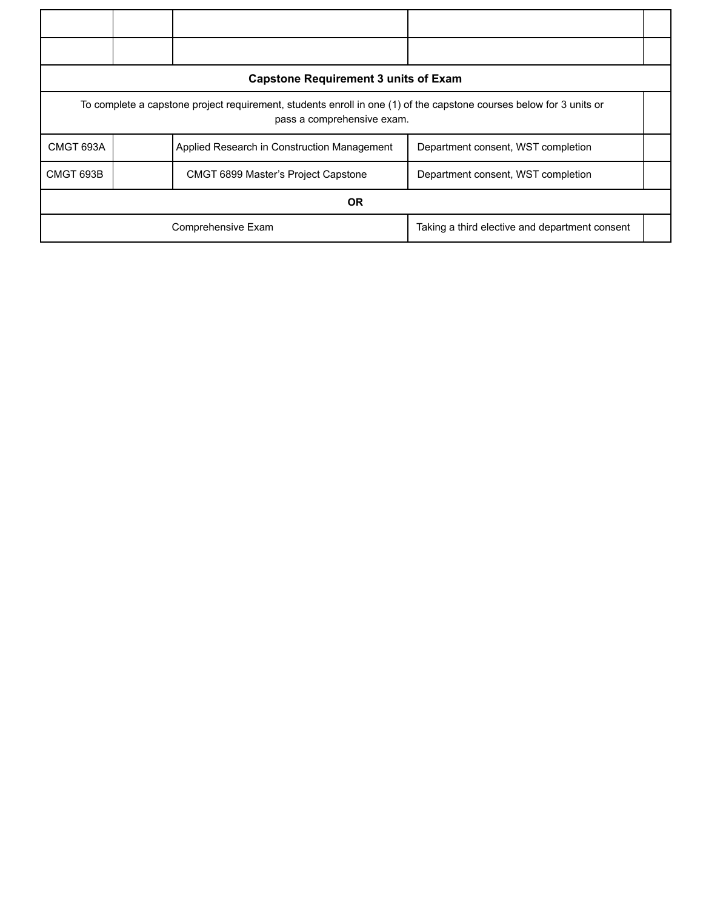| | | | | |
|---|---|---|---|---|
| | | | | |
| | | | | |
| **Capstone Requirement 3 units of Exam** | | | | |
| To complete a capstone project requirement, students enroll in one (1) of the capstone courses below for 3 units or pass a comprehensive exam. | | | | |
| CMGT 693A | | Applied Research in Construction Management | Department consent, WST completion | |
| CMGT 693B | | CMGT 6899 Master's Project Capstone | Department consent, WST completion | |
| **OR** | | | | |
| Comprehensive Exam | | | Taking a third elective and department consent | |